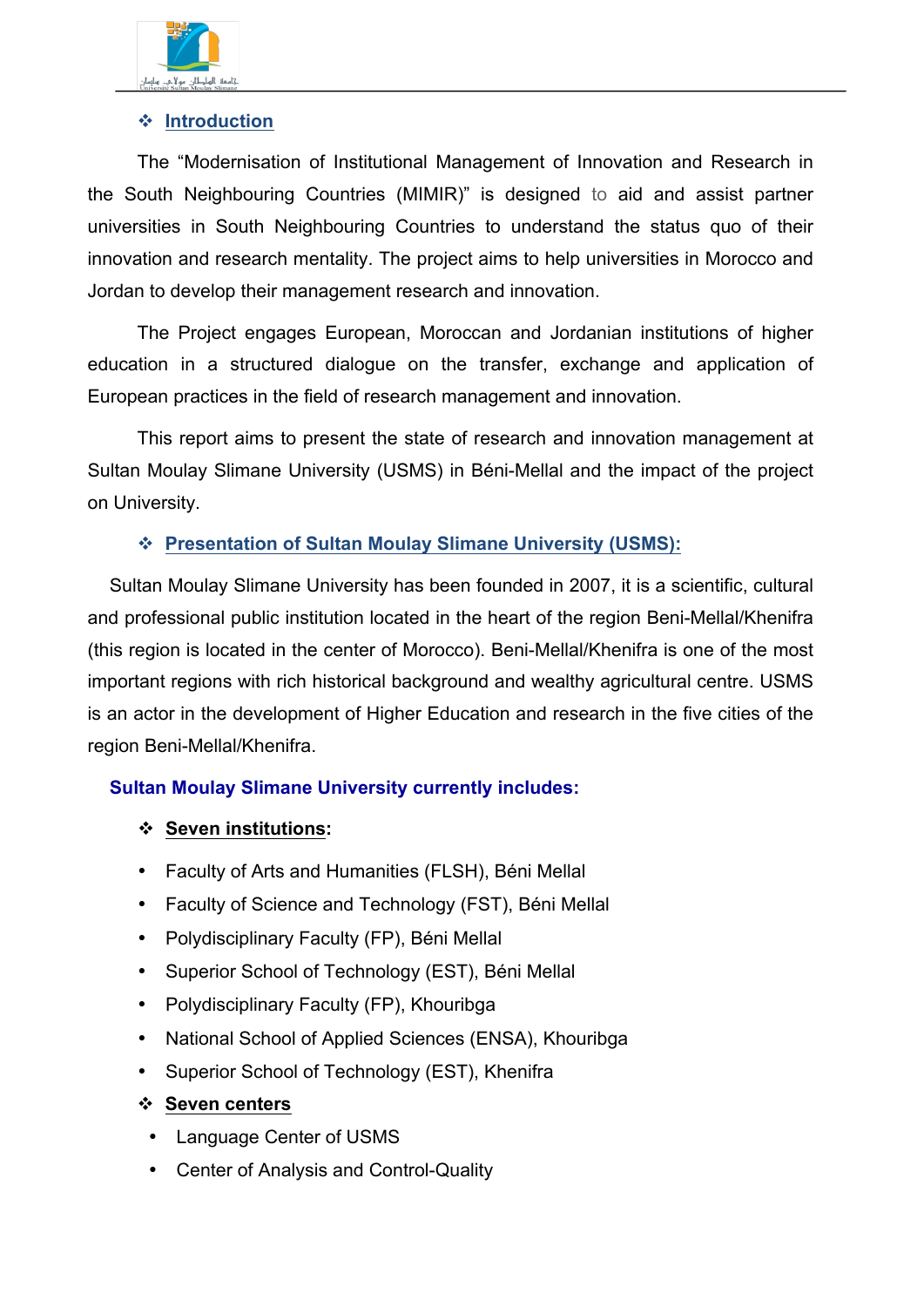## ❖ Introduction

The "Modernisation of Institutional Management of Innovation and Research in the South Neighbouring Countries (MIMIR)" is designed to aid and assist partner universities in South Neighbouring Countries to understand the status quo of their innovation and research mentality. The project aims to help universities in Morocco and Jordan to develop their management research and innovation.

The Project engages European, Moroccan and Jordanian institutions of higher education in a structured dialogue on the transfer, exchange and application of European practices in the field of research management and innovation.

This report aims to present the state of research and innovation management at Sultan Moulay Slimane University (USMS) in Béni-Mellal and the impact of the project on University.

## ❖ Presentation of Sultan Moulay Slimane University (USMS):

Sultan Moulay Slimane University has been founded in 2007, it is a scientific, cultural and professional public institution located in the heart of the region Beni-Mellal/Khenifra (this region is located in the center of Morocco). Beni-Mellal/Khenifra is one of the most important regions with rich historical background and wealthy agricultural centre. USMS is an actor in the development of Higher Education and research in the five cities of the region Beni-Mellal/Khenifra.

**Sultan Moulay Slimane University currently includes:**

### ❖ Seven institutions:

- Faculty of Arts and Humanities (FLSH), Béni Mellal
- Faculty of Science and Technology (FST), Béni Mellal
- Polydisciplinary Faculty (FP), Béni Mellal
- Superior School of Technology (EST), Béni Mellal
- Polydisciplinary Faculty (FP), Khouribga
- National School of Applied Sciences (ENSA), Khouribga
- Superior School of Technology (EST), Khenifra

### ❖ Seven centers

- Language Center of USMS
- Center of Analysis and Control-Quality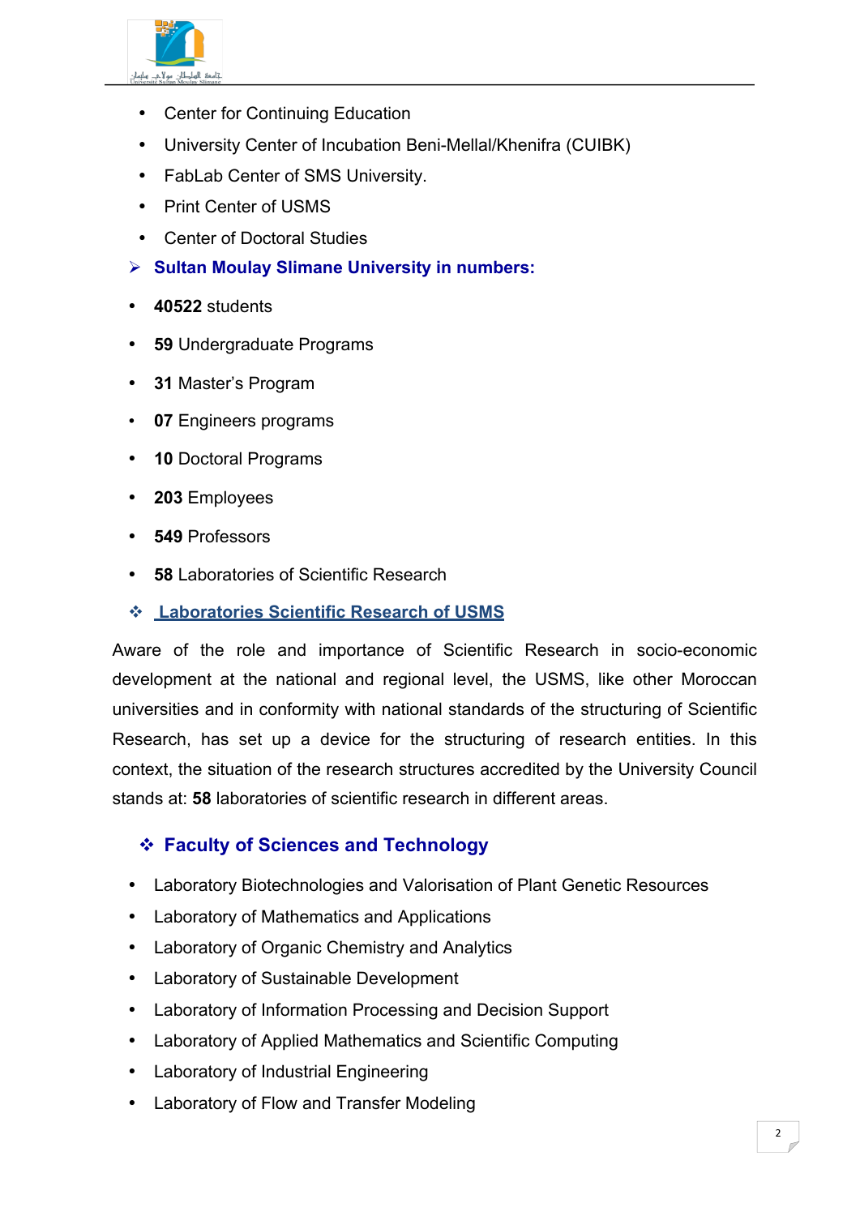- Center for Continuing Education
- University Center of Incubation Beni-Mellal/Khenifra (CUIBK)
- FabLab Center of SMS University.
- Print Center of USMS
- Center of Doctoral Studies

## Sultan Moulay Slimane University in numbers:

- **40522** students
- **59** Undergraduate Programs
- **31** Master's Program
- **07** Engineers programs
- **10** Doctoral Programs
- **203** Employees
- **549** Professors
- **58** Laboratories of Scientific Research

## Laboratories Scientific Research of USMS

Aware of the role and importance of Scientific Research in socio-economic development at the national and regional level, the USMS, like other Moroccan universities and in conformity with national standards of the structuring of Scientific Research, has set up a device for the structuring of research entities. In this context, the situation of the research structures accredited by the University Council stands at: **58** laboratories of scientific research in different areas.

### Faculty of Sciences and Technology

- Laboratory Biotechnologies and Valorisation of Plant Genetic Resources
- Laboratory of Mathematics and Applications
- Laboratory of Organic Chemistry and Analytics
- Laboratory of Sustainable Development
- Laboratory of Information Processing and Decision Support
- Laboratory of Applied Mathematics and Scientific Computing
- Laboratory of Industrial Engineering
- Laboratory of Flow and Transfer Modeling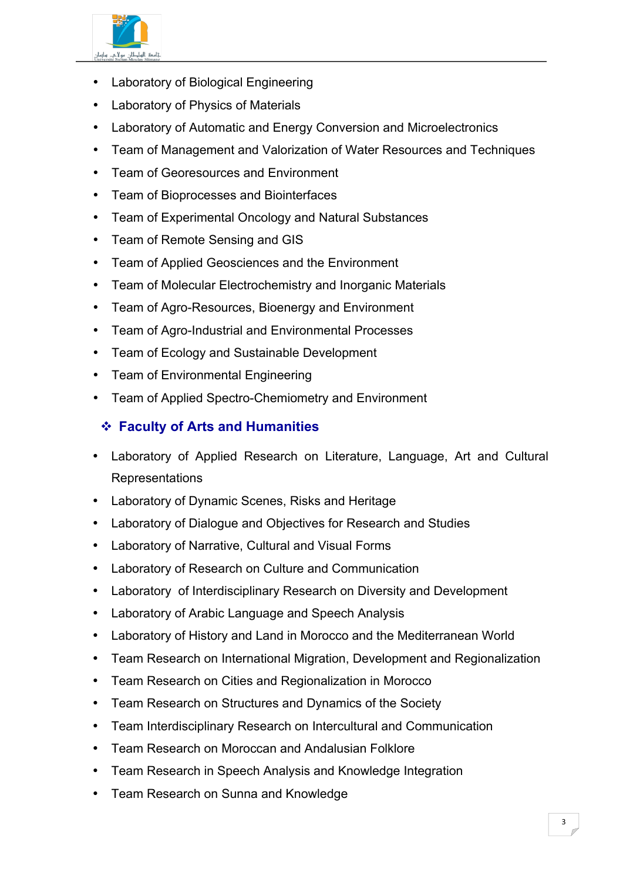- Laboratory of Biological Engineering
- Laboratory of Physics of Materials
- Laboratory of Automatic and Energy Conversion and Microelectronics
- Team of Management and Valorization of Water Resources and Techniques
- Team of Georesources and Environment
- Team of Bioprocesses and Biointerfaces
- Team of Experimental Oncology and Natural Substances
- Team of Remote Sensing and GIS
- Team of Applied Geosciences and the Environment
- Team of Molecular Electrochemistry and Inorganic Materials
- Team of Agro-Resources, Bioenergy and Environment
- Team of Agro-Industrial and Environmental Processes
- Team of Ecology and Sustainable Development
- Team of Environmental Engineering
- Team of Applied Spectro-Chemiometry and Environment

### ❖ Faculty of Arts and Humanities

- Laboratory of Applied Research on Literature, Language, Art and Cultural Representations
- Laboratory of Dynamic Scenes, Risks and Heritage
- Laboratory of Dialogue and Objectives for Research and Studies
- Laboratory of Narrative, Cultural and Visual Forms
- Laboratory of Research on Culture and Communication
- Laboratory of Interdisciplinary Research on Diversity and Development
- Laboratory of Arabic Language and Speech Analysis
- Laboratory of History and Land in Morocco and the Mediterranean World
- Team Research on International Migration, Development and Regionalization
- Team Research on Cities and Regionalization in Morocco
- Team Research on Structures and Dynamics of the Society
- Team Interdisciplinary Research on Intercultural and Communication
- Team Research on Moroccan and Andalusian Folklore
- Team Research in Speech Analysis and Knowledge Integration
- Team Research on Sunna and Knowledge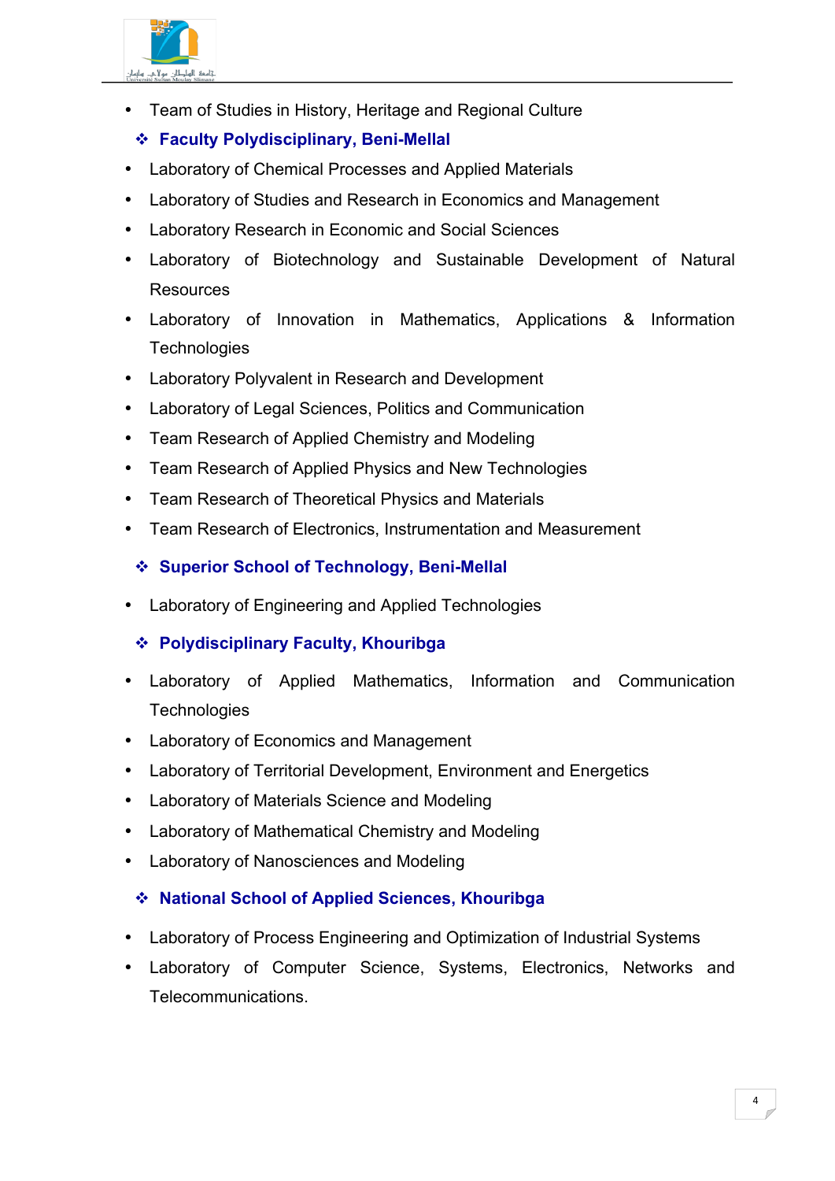- Team of Studies in History, Heritage and Regional Culture

### Faculty Polydisciplinary, Beni-Mellal

- Laboratory of Chemical Processes and Applied Materials
- Laboratory of Studies and Research in Economics and Management
- Laboratory Research in Economic and Social Sciences
- Laboratory of Biotechnology and Sustainable Development of Natural Resources
- Laboratory of Innovation in Mathematics, Applications & Information Technologies
- Laboratory Polyvalent in Research and Development
- Laboratory of Legal Sciences, Politics and Communication
- Team Research of Applied Chemistry and Modeling
- Team Research of Applied Physics and New Technologies
- Team Research of Theoretical Physics and Materials
- Team Research of Electronics, Instrumentation and Measurement

### Superior School of Technology, Beni-Mellal

- Laboratory of Engineering and Applied Technologies

### Polydisciplinary Faculty, Khouribga

- Laboratory of Applied Mathematics, Information and Communication Technologies
- Laboratory of Economics and Management
- Laboratory of Territorial Development, Environment and Energetics
- Laboratory of Materials Science and Modeling
- Laboratory of Mathematical Chemistry and Modeling
- Laboratory of Nanosciences and Modeling

### National School of Applied Sciences, Khouribga

- Laboratory of Process Engineering and Optimization of Industrial Systems
- Laboratory of Computer Science, Systems, Electronics, Networks and Telecommunications.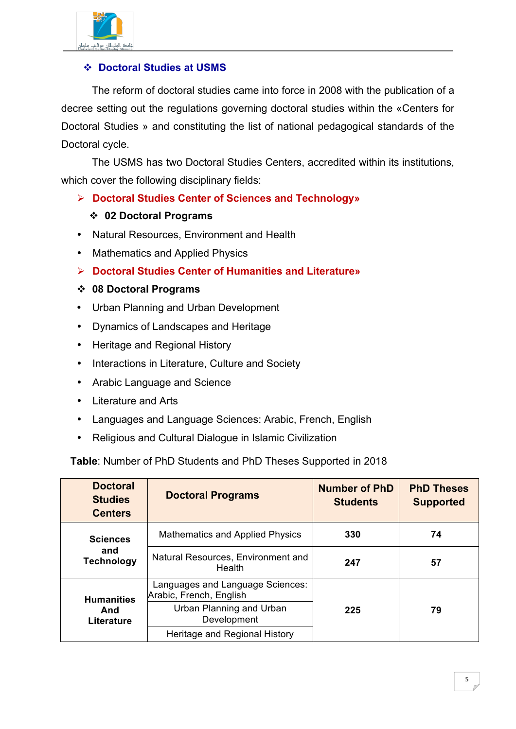## ❖ Doctoral Studies at USMS

The reform of doctoral studies came into force in 2008 with the publication of a decree setting out the regulations governing doctoral studies within the «Centers for Doctoral Studies » and constituting the list of national pedagogical standards of the Doctoral cycle.

The USMS has two Doctoral Studies Centers, accredited within its institutions, which cover the following disciplinary fields:

➢ **Doctoral Studies Center of Sciences and Technology»**

❖ **02 Doctoral Programs**

- Natural Resources, Environment and Health
- Mathematics and Applied Physics

➢ **Doctoral Studies Center of Humanities and Literature»**

❖ **08 Doctoral Programs**

- Urban Planning and Urban Development
- Dynamics of Landscapes and Heritage
- Heritage and Regional History
- Interactions in Literature, Culture and Society
- Arabic Language and Science
- Literature and Arts
- Languages and Language Sciences: Arabic, French, English
- Religious and Cultural Dialogue in Islamic Civilization

**Table**: Number of PhD Students and PhD Theses Supported in 2018

| Doctoral Studies Centers | Doctoral Programs | Number of PhD Students | PhD Theses Supported |
|---|---|---|---|
| Sciences and Technology | Mathematics and Applied Physics | 330 | 74 |
| | Natural Resources, Environment and Health | 247 | 57 |
| Humanities And Literature | Languages and Language Sciences: Arabic, French, English | 225 | 79 |
| | Urban Planning and Urban Development | | |
| | Heritage and Regional History | | |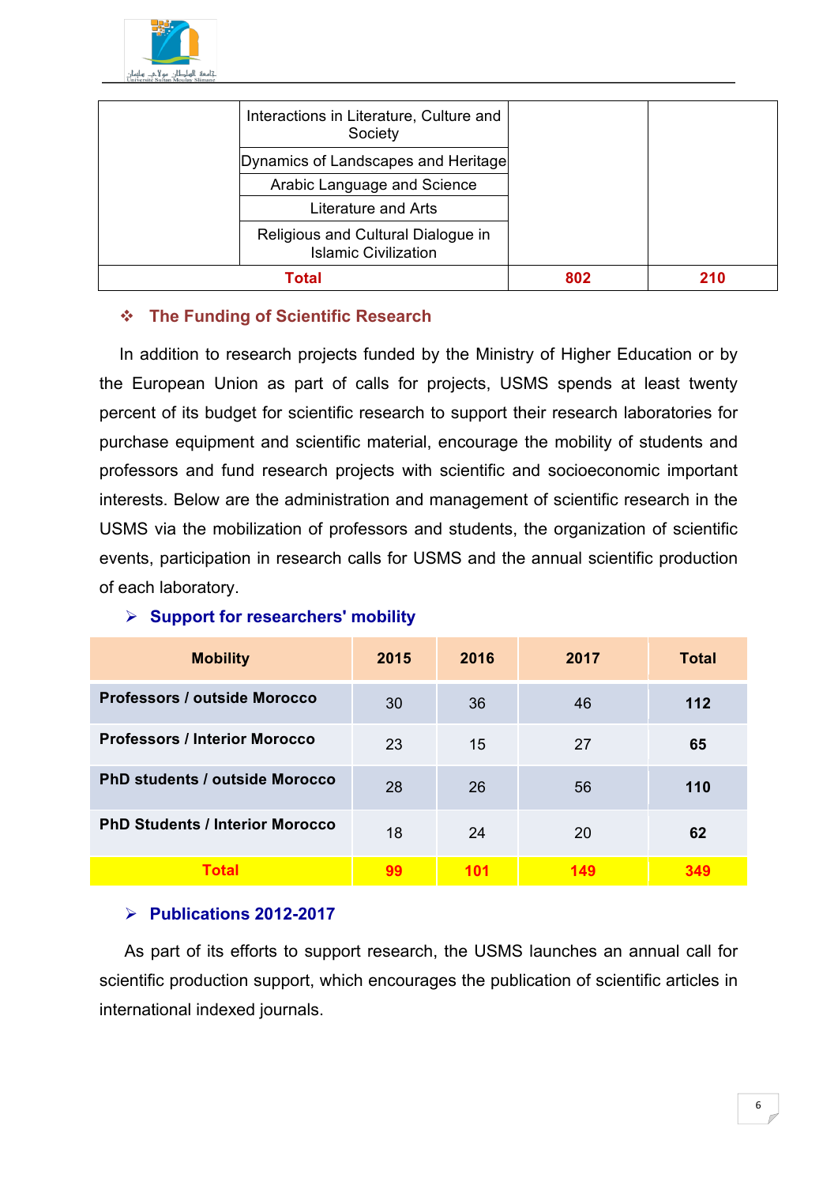| | | | |
|---|---|---|---|
| | Interactions in Literature, Culture and Society | | |
| | Dynamics of Landscapes and Heritage | | |
| | Arabic Language and Science | | |
| | Literature and Arts | | |
| | Religious and Cultural Dialogue in Islamic Civilization | | |
| **Total** | | **802** | **210** |

## ❖ The Funding of Scientific Research

In addition to research projects funded by the Ministry of Higher Education or by the European Union as part of calls for projects, USMS spends at least twenty percent of its budget for scientific research to support their research laboratories for purchase equipment and scientific material, encourage the mobility of students and professors and fund research projects with scientific and socioeconomic important interests. Below are the administration and management of scientific research in the USMS via the mobilization of professors and students, the organization of scientific events, participation in research calls for USMS and the annual scientific production of each laboratory.

### ➢ Support for researchers' mobility

| Mobility | 2015 | 2016 | 2017 | Total |
|---|---|---|---|---|
| **Professors / outside Morocco** | 30 | 36 | 46 | **112** |
| **Professors / Interior Morocco** | 23 | 15 | 27 | **65** |
| **PhD students / outside Morocco** | 28 | 26 | 56 | **110** |
| **PhD Students / Interior Morocco** | 18 | 24 | 20 | **62** |
| **Total** | **99** | **101** | **149** | **349** |

### ➢ Publications 2012-2017

As part of its efforts to support research, the USMS launches an annual call for scientific production support, which encourages the publication of scientific articles in international indexed journals.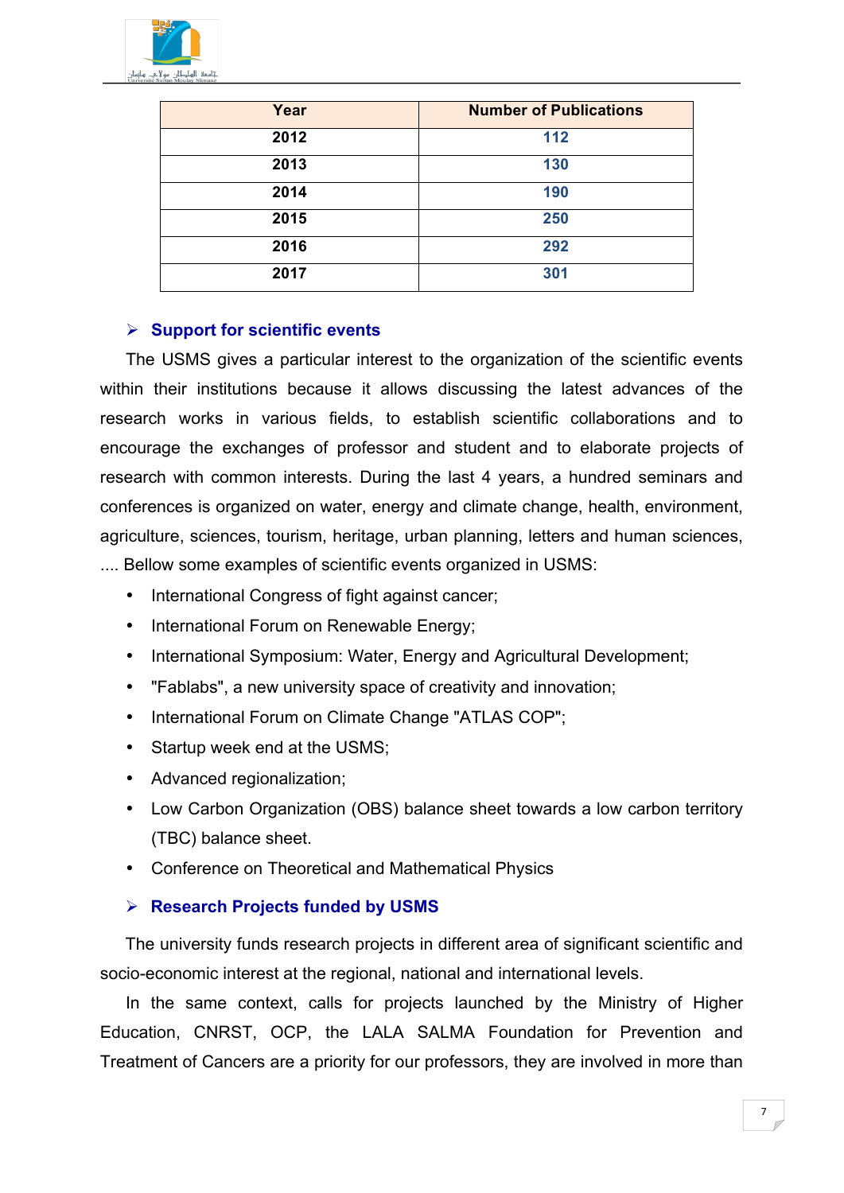| Year | Number of Publications |
|---|---|
| 2012 | 112 |
| 2013 | 130 |
| 2014 | 190 |
| 2015 | 250 |
| 2016 | 292 |
| 2017 | 301 |

- **Support for scientific events**

The USMS gives a particular interest to the organization of the scientific events within their institutions because it allows discussing the latest advances of the research works in various fields, to establish scientific collaborations and to encourage the exchanges of professor and student and to elaborate projects of research with common interests. During the last 4 years, a hundred seminars and conferences is organized on water, energy and climate change, health, environment, agriculture, sciences, tourism, heritage, urban planning, letters and human sciences, .... Bellow some examples of scientific events organized in USMS:

- International Congress of fight against cancer;
- International Forum on Renewable Energy;
- International Symposium: Water, Energy and Agricultural Development;
- "Fablabs", a new university space of creativity and innovation;
- International Forum on Climate Change "ATLAS COP";
- Startup week end at the USMS;
- Advanced regionalization;
- Low Carbon Organization (OBS) balance sheet towards a low carbon territory (TBC) balance sheet.
- Conference on Theoretical and Mathematical Physics

- **Research Projects funded by USMS**

The university funds research projects in different area of significant scientific and socio-economic interest at the regional, national and international levels.

In the same context, calls for projects launched by the Ministry of Higher Education, CNRST, OCP, the LALA SALMA Foundation for Prevention and Treatment of Cancers are a priority for our professors, they are involved in more than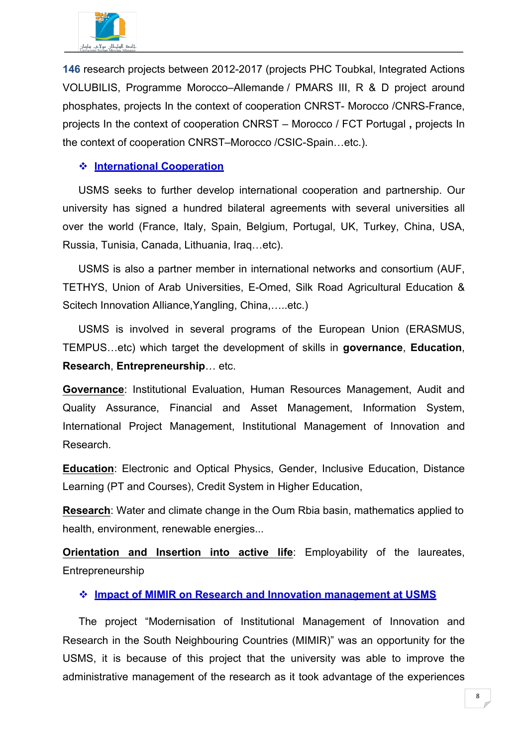**146** research projects between 2012-2017 (projects PHC Toubkal, Integrated Actions VOLUBILIS, Programme Morocco–Allemande / PMARS III, R & D project around phosphates, projects In the context of cooperation CNRST- Morocco /CNRS-France, projects In the context of cooperation CNRST – Morocco / FCT Portugal **,** projects In the context of cooperation CNRST–Morocco /CSIC-Spain…etc.).

### ❖ International Cooperation

USMS seeks to further develop international cooperation and partnership. Our university has signed a hundred bilateral agreements with several universities all over the world (France, Italy, Spain, Belgium, Portugal, UK, Turkey, China, USA, Russia, Tunisia, Canada, Lithuania, Iraq…etc).

USMS is also a partner member in international networks and consortium (AUF, TETHYS, Union of Arab Universities, E-Omed, Silk Road Agricultural Education & Scitech Innovation Alliance,Yangling, China,…..etc.)

USMS is involved in several programs of the European Union (ERASMUS, TEMPUS…etc) which target the development of skills in **governance**, **Education**, **Research**, **Entrepreneurship**… etc.

**Governance**: Institutional Evaluation, Human Resources Management, Audit and Quality Assurance, Financial and Asset Management, Information System, International Project Management, Institutional Management of Innovation and Research.

**Education**: Electronic and Optical Physics, Gender, Inclusive Education, Distance Learning (PT and Courses), Credit System in Higher Education,

**Research**: Water and climate change in the Oum Rbia basin, mathematics applied to health, environment, renewable energies...

**Orientation and Insertion into active life**: Employability of the laureates, Entrepreneurship

### ❖ Impact of MIMIR on Research and Innovation management at USMS

The project "Modernisation of Institutional Management of Innovation and Research in the South Neighbouring Countries (MIMIR)" was an opportunity for the USMS, it is because of this project that the university was able to improve the administrative management of the research as it took advantage of the experiences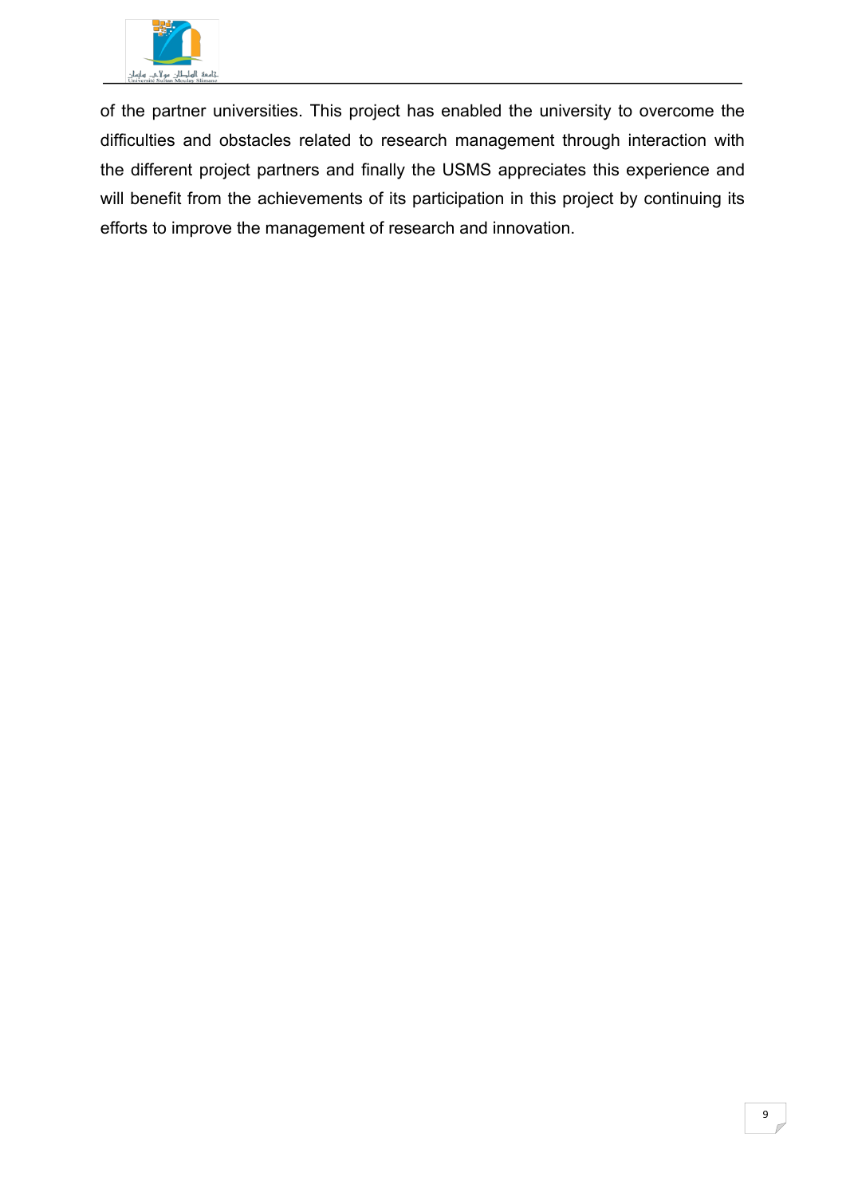of the partner universities. This project has enabled the university to overcome the difficulties and obstacles related to research management through interaction with the different project partners and finally the USMS appreciates this experience and will benefit from the achievements of its participation in this project by continuing its efforts to improve the management of research and innovation.